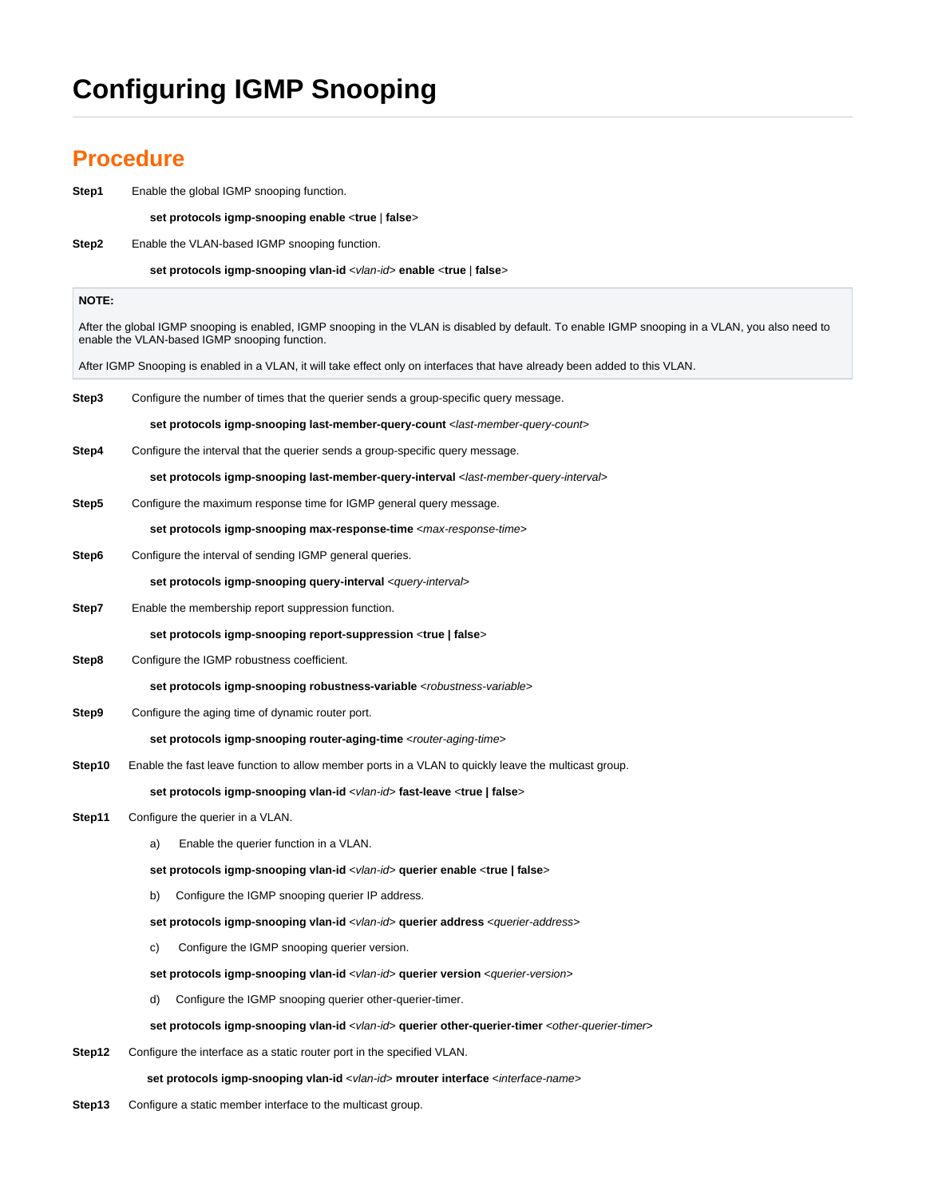# Configuring IGMP Snooping

## Procedure

**Step1** Enable the global IGMP snooping function.

**set protocols igmp-snooping enable** <**true** | **false**>

**Step2** Enable the VLAN-based IGMP snooping function.

**set protocols igmp-snooping vlan-id** <*vlan-id*> **enable** <**true** | **false**>

> **NOTE:**
>
> After the global IGMP snooping is enabled, IGMP snooping in the VLAN is disabled by default. To enable IGMP snooping in a VLAN, you also need to enable the VLAN-based IGMP snooping function.
>
> After IGMP Snooping is enabled in a VLAN, it will take effect only on interfaces that have already been added to this VLAN.

**Step3** Configure the number of times that the querier sends a group-specific query message.

**set protocols igmp-snooping last-member-query-count** <*last-member-query-count*>

**Step4** Configure the interval that the querier sends a group-specific query message.

**set protocols igmp-snooping last-member-query-interval** <*last-member-query-interval*>

**Step5** Configure the maximum response time for IGMP general query message.

**set protocols igmp-snooping max-response-time** <*max-response-time*>

**Step6** Configure the interval of sending IGMP general queries.

**set protocols igmp-snooping query-interval** <*query-interval*>

**Step7** Enable the membership report suppression function.

**set protocols igmp-snooping report-suppression** <**true | false**>

**Step8** Configure the IGMP robustness coefficient.

**set protocols igmp-snooping robustness-variable** <*robustness-variable*>

**Step9** Configure the aging time of dynamic router port.

**set protocols igmp-snooping router-aging-time** <*router-aging-time*>

**Step10** Enable the fast leave function to allow member ports in a VLAN to quickly leave the multicast group.

**set protocols igmp-snooping vlan-id** <*vlan-id*> **fast-leave** <**true | false**>

**Step11** Configure the querier in a VLAN.

a) Enable the querier function in a VLAN.

**set protocols igmp-snooping vlan-id** <*vlan-id*> **querier enable** <**true | false**>

b) Configure the IGMP snooping querier IP address.

**set protocols igmp-snooping vlan-id** <*vlan-id*> **querier address** <*querier-address*>

c) Configure the IGMP snooping querier version.

**set protocols igmp-snooping vlan-id** <*vlan-id*> **querier version** <*querier-version*>

d) Configure the IGMP snooping querier other-querier-timer.

**set protocols igmp-snooping vlan-id** <*vlan-id*> **querier other-querier-timer** <*other-querier-timer*>

**Step12** Configure the interface as a static router port in the specified VLAN.

**set protocols igmp-snooping vlan-id** <*vlan-id*> **mrouter interface** <*interface-name*>

**Step13** Configure a static member interface to the multicast group.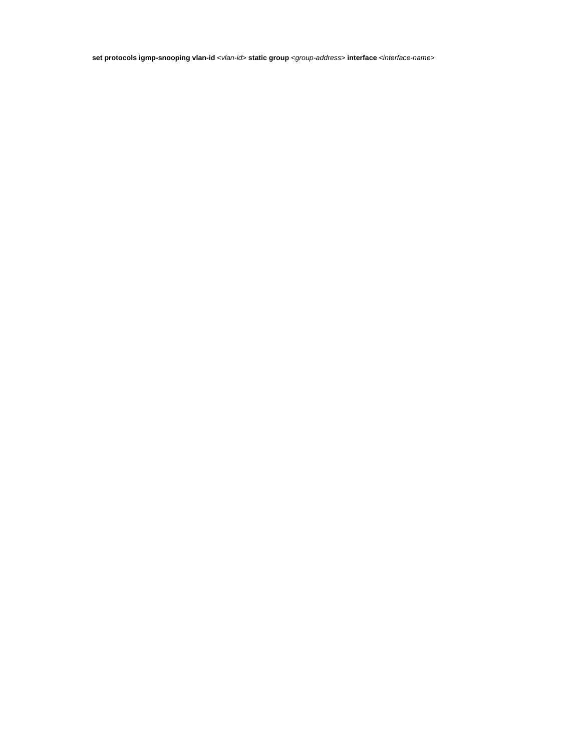**set protocols igmp-snooping vlan-id** *<vlan-id>* **static group** *<group-address>* **interface** *<interface-name>*